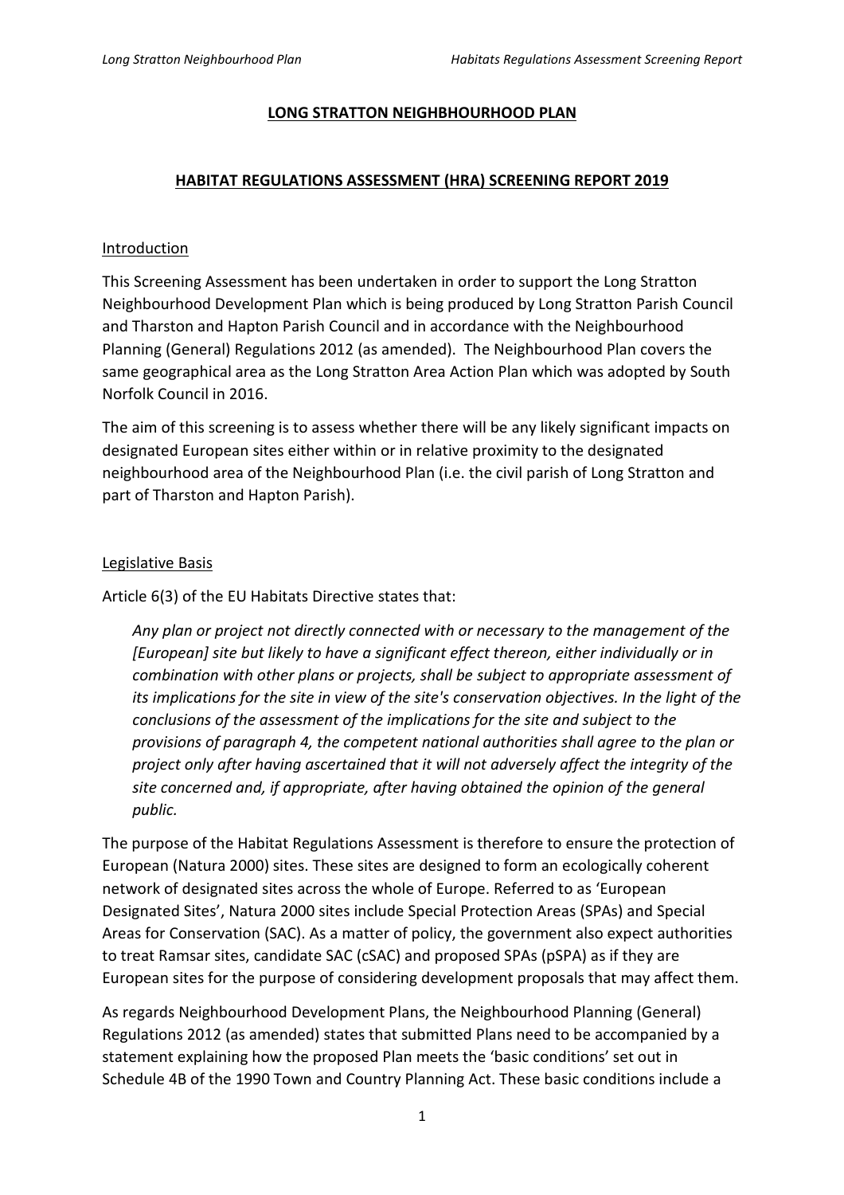# LONG STRATTON NEIGHBHOURHOOD PLAN

## HABITAT REGULATIONS ASSESSMENT (HRA) SCREENING REPORT 2019

### Introduction

This Screening Assessment has been undertaken in order to support the Long Stratton Neighbourhood Development Plan which is being produced by Long Stratton Parish Council and Tharston and Hapton Parish Council and in accordance with the Neighbourhood Planning (General) Regulations 2012 (as amended). The Neighbourhood Plan covers the same geographical area as the Long Stratton Area Action Plan which was adopted by South Norfolk Council in 2016.

The aim of this screening is to assess whether there will be any likely significant impacts on designated European sites either within or in relative proximity to the designated neighbourhood area of the Neighbourhood Plan (i.e. the civil parish of Long Stratton and part of Tharston and Hapton Parish).

### Legislative Basis

Article 6(3) of the EU Habitats Directive states that:

> *Any plan or project not directly connected with or necessary to the management of the [European] site but likely to have a significant effect thereon, either individually or in combination with other plans or projects, shall be subject to appropriate assessment of its implications for the site in view of the site's conservation objectives. In the light of the conclusions of the assessment of the implications for the site and subject to the provisions of paragraph 4, the competent national authorities shall agree to the plan or project only after having ascertained that it will not adversely affect the integrity of the site concerned and, if appropriate, after having obtained the opinion of the general public.*

The purpose of the Habitat Regulations Assessment is therefore to ensure the protection of European (Natura 2000) sites. These sites are designed to form an ecologically coherent network of designated sites across the whole of Europe. Referred to as 'European Designated Sites', Natura 2000 sites include Special Protection Areas (SPAs) and Special Areas for Conservation (SAC). As a matter of policy, the government also expect authorities to treat Ramsar sites, candidate SAC (cSAC) and proposed SPAs (pSPA) as if they are European sites for the purpose of considering development proposals that may affect them.

As regards Neighbourhood Development Plans, the Neighbourhood Planning (General) Regulations 2012 (as amended) states that submitted Plans need to be accompanied by a statement explaining how the proposed Plan meets the 'basic conditions' set out in Schedule 4B of the 1990 Town and Country Planning Act. These basic conditions include a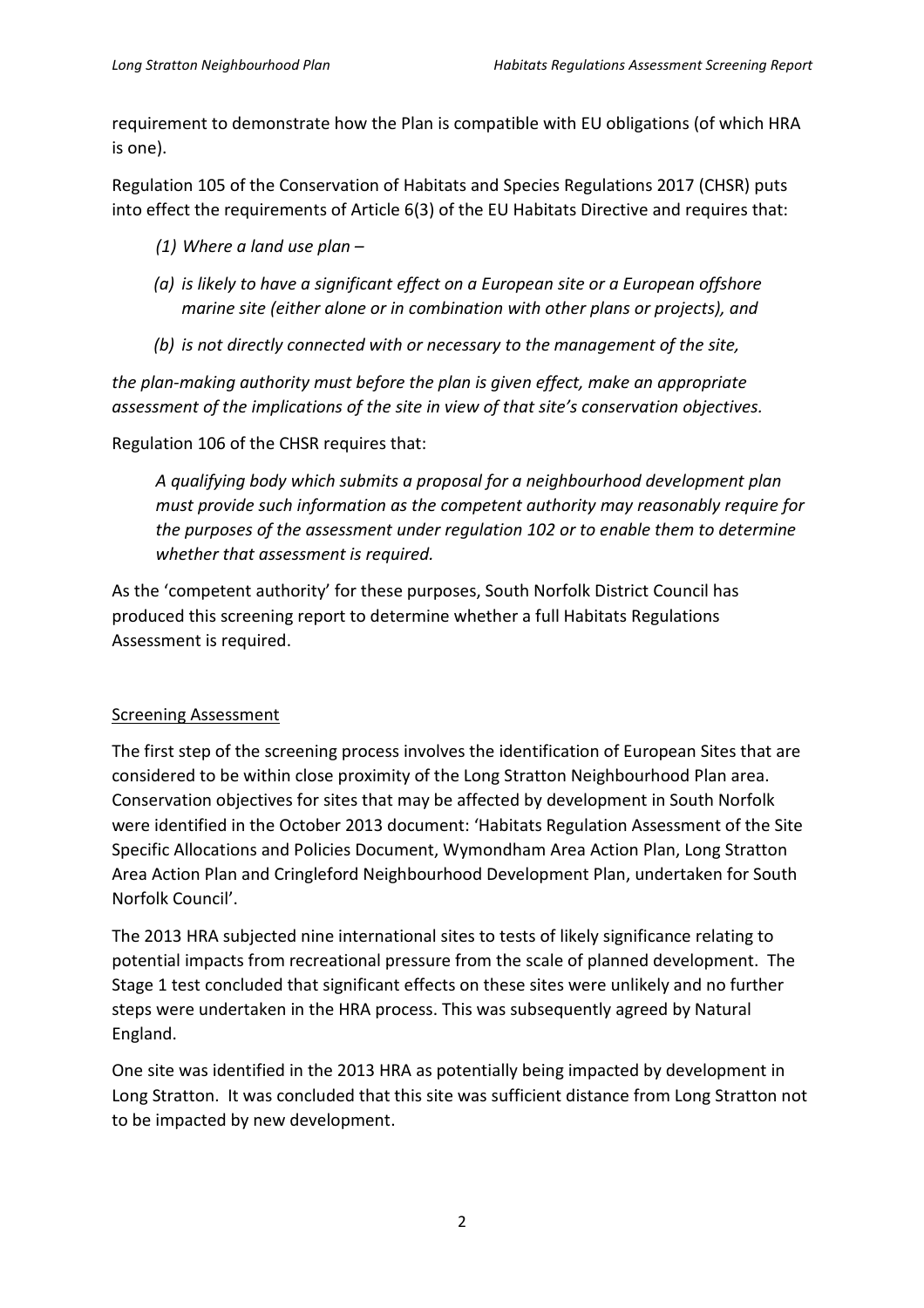requirement to demonstrate how the Plan is compatible with EU obligations (of which HRA is one).

Regulation 105 of the Conservation of Habitats and Species Regulations 2017 (CHSR) puts into effect the requirements of Article 6(3) of the EU Habitats Directive and requires that:

> *(1) Where a land use plan –*
>
> *(a) is likely to have a significant effect on a European site or a European offshore marine site (either alone or in combination with other plans or projects), and*
>
> *(b) is not directly connected with or necessary to the management of the site,*

*the plan-making authority must before the plan is given effect, make an appropriate assessment of the implications of the site in view of that site's conservation objectives.*

Regulation 106 of the CHSR requires that:

> *A qualifying body which submits a proposal for a neighbourhood development plan must provide such information as the competent authority may reasonably require for the purposes of the assessment under regulation 102 or to enable them to determine whether that assessment is required.*

As the 'competent authority' for these purposes, South Norfolk District Council has produced this screening report to determine whether a full Habitats Regulations Assessment is required.

## Screening Assessment

The first step of the screening process involves the identification of European Sites that are considered to be within close proximity of the Long Stratton Neighbourhood Plan area. Conservation objectives for sites that may be affected by development in South Norfolk were identified in the October 2013 document: 'Habitats Regulation Assessment of the Site Specific Allocations and Policies Document, Wymondham Area Action Plan, Long Stratton Area Action Plan and Cringleford Neighbourhood Development Plan, undertaken for South Norfolk Council'.

The 2013 HRA subjected nine international sites to tests of likely significance relating to potential impacts from recreational pressure from the scale of planned development. The Stage 1 test concluded that significant effects on these sites were unlikely and no further steps were undertaken in the HRA process. This was subsequently agreed by Natural England.

One site was identified in the 2013 HRA as potentially being impacted by development in Long Stratton. It was concluded that this site was sufficient distance from Long Stratton not to be impacted by new development.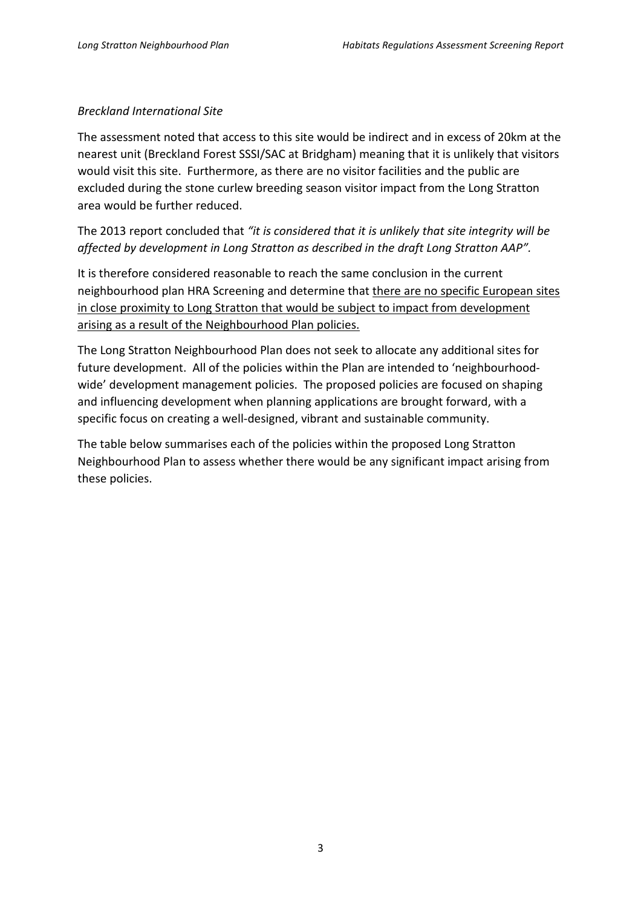*Breckland International Site*

The assessment noted that access to this site would be indirect and in excess of 20km at the nearest unit (Breckland Forest SSSI/SAC at Bridgham) meaning that it is unlikely that visitors would visit this site. Furthermore, as there are no visitor facilities and the public are excluded during the stone curlew breeding season visitor impact from the Long Stratton area would be further reduced.

The 2013 report concluded that *"it is considered that it is unlikely that site integrity will be affected by development in Long Stratton as described in the draft Long Stratton AAP".*

It is therefore considered reasonable to reach the same conclusion in the current neighbourhood plan HRA Screening and determine that <u>there are no specific European sites in close proximity to Long Stratton that would be subject to impact from development arising as a result of the Neighbourhood Plan policies.</u>

The Long Stratton Neighbourhood Plan does not seek to allocate any additional sites for future development. All of the policies within the Plan are intended to 'neighbourhood-wide' development management policies. The proposed policies are focused on shaping and influencing development when planning applications are brought forward, with a specific focus on creating a well-designed, vibrant and sustainable community.

The table below summarises each of the policies within the proposed Long Stratton Neighbourhood Plan to assess whether there would be any significant impact arising from these policies.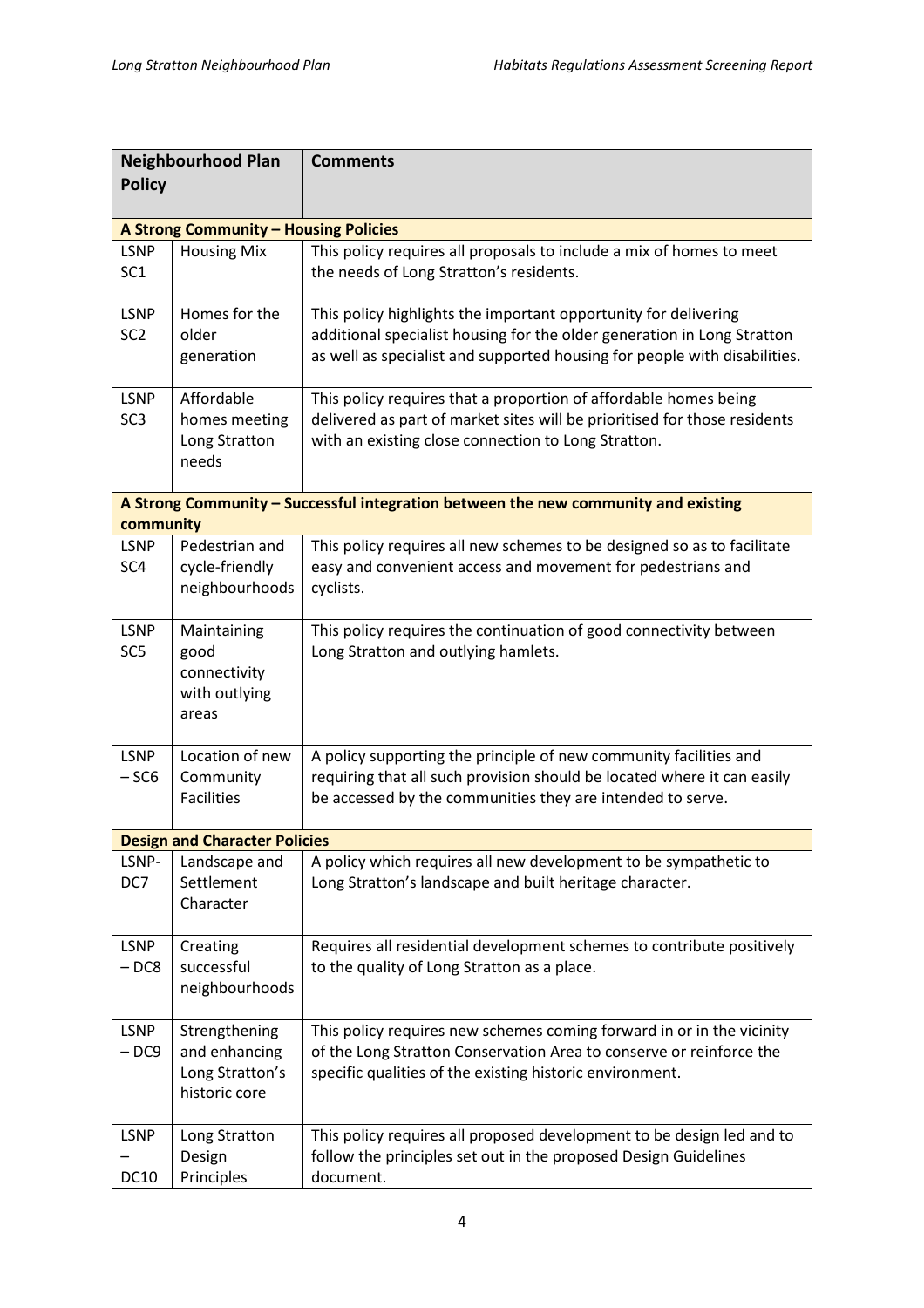| Neighbourhood Plan Policy | | Comments |
|---|---|---|
| **A Strong Community – Housing Policies** | | |
| LSNP SC1 | Housing Mix | This policy requires all proposals to include a mix of homes to meet the needs of Long Stratton's residents. |
| LSNP SC2 | Homes for the older generation | This policy highlights the important opportunity for delivering additional specialist housing for the older generation in Long Stratton as well as specialist and supported housing for people with disabilities. |
| LSNP SC3 | Affordable homes meeting Long Stratton needs | This policy requires that a proportion of affordable homes being delivered as part of market sites will be prioritised for those residents with an existing close connection to Long Stratton. |
| **A Strong Community – Successful integration between the new community and existing community** | | |
| LSNP SC4 | Pedestrian and cycle-friendly neighbourhoods | This policy requires all new schemes to be designed so as to facilitate easy and convenient access and movement for pedestrians and cyclists. |
| LSNP SC5 | Maintaining good connectivity with outlying areas | This policy requires the continuation of good connectivity between Long Stratton and outlying hamlets. |
| LSNP – SC6 | Location of new Community Facilities | A policy supporting the principle of new community facilities and requiring that all such provision should be located where it can easily be accessed by the communities they are intended to serve. |
| **Design and Character Policies** | | |
| LSNP-DC7 | Landscape and Settlement Character | A policy which requires all new development to be sympathetic to Long Stratton's landscape and built heritage character. |
| LSNP – DC8 | Creating successful neighbourhoods | Requires all residential development schemes to contribute positively to the quality of Long Stratton as a place. |
| LSNP – DC9 | Strengthening and enhancing Long Stratton's historic core | This policy requires new schemes coming forward in or in the vicinity of the Long Stratton Conservation Area to conserve or reinforce the specific qualities of the existing historic environment. |
| LSNP – DC10 | Long Stratton Design Principles | This policy requires all proposed development to be design led and to follow the principles set out in the proposed Design Guidelines document. |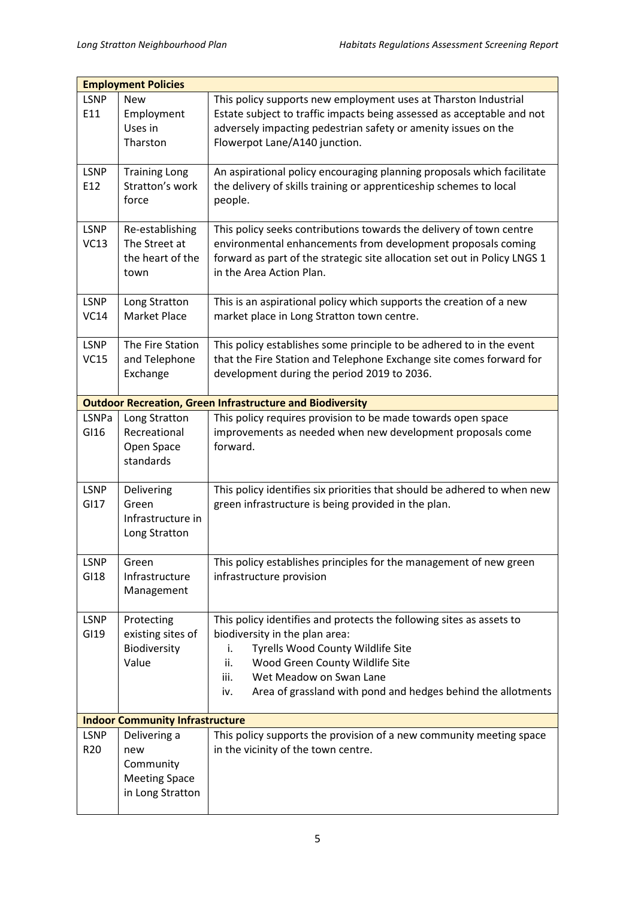| **Employment Policies** | | |
|---|---|---|
| LSNP E11 | New Employment Uses in Tharston | This policy supports new employment uses at Tharston Industrial Estate subject to traffic impacts being assessed as acceptable and not adversely impacting pedestrian safety or amenity issues on the Flowerpot Lane/A140 junction. |
| LSNP E12 | Training Long Stratton's work force | An aspirational policy encouraging planning proposals which facilitate the delivery of skills training or apprenticeship schemes to local people. |
| LSNP VC13 | Re-establishing The Street at the heart of the town | This policy seeks contributions towards the delivery of town centre environmental enhancements from development proposals coming forward as part of the strategic site allocation set out in Policy LNGS 1 in the Area Action Plan. |
| LSNP VC14 | Long Stratton Market Place | This is an aspirational policy which supports the creation of a new market place in Long Stratton town centre. |
| LSNP VC15 | The Fire Station and Telephone Exchange | This policy establishes some principle to be adhered to in the event that the Fire Station and Telephone Exchange site comes forward for development during the period 2019 to 2036. |
| **Outdoor Recreation, Green Infrastructure and Biodiversity** | | |
| LSNPa GI16 | Long Stratton Recreational Open Space standards | This policy requires provision to be made towards open space improvements as needed when new development proposals come forward. |
| LSNP GI17 | Delivering Green Infrastructure in Long Stratton | This policy identifies six priorities that should be adhered to when new green infrastructure is being provided in the plan. |
| LSNP GI18 | Green Infrastructure Management | This policy establishes principles for the management of new green infrastructure provision |
| LSNP GI19 | Protecting existing sites of Biodiversity Value | This policy identifies and protects the following sites as assets to biodiversity in the plan area:<br>i. Tyrells Wood County Wildlife Site<br>ii. Wood Green County Wildlife Site<br>iii. Wet Meadow on Swan Lane<br>iv. Area of grassland with pond and hedges behind the allotments |
| **Indoor Community Infrastructure** | | |
| LSNP R20 | Delivering a new Community Meeting Space in Long Stratton | This policy supports the provision of a new community meeting space in the vicinity of the town centre. |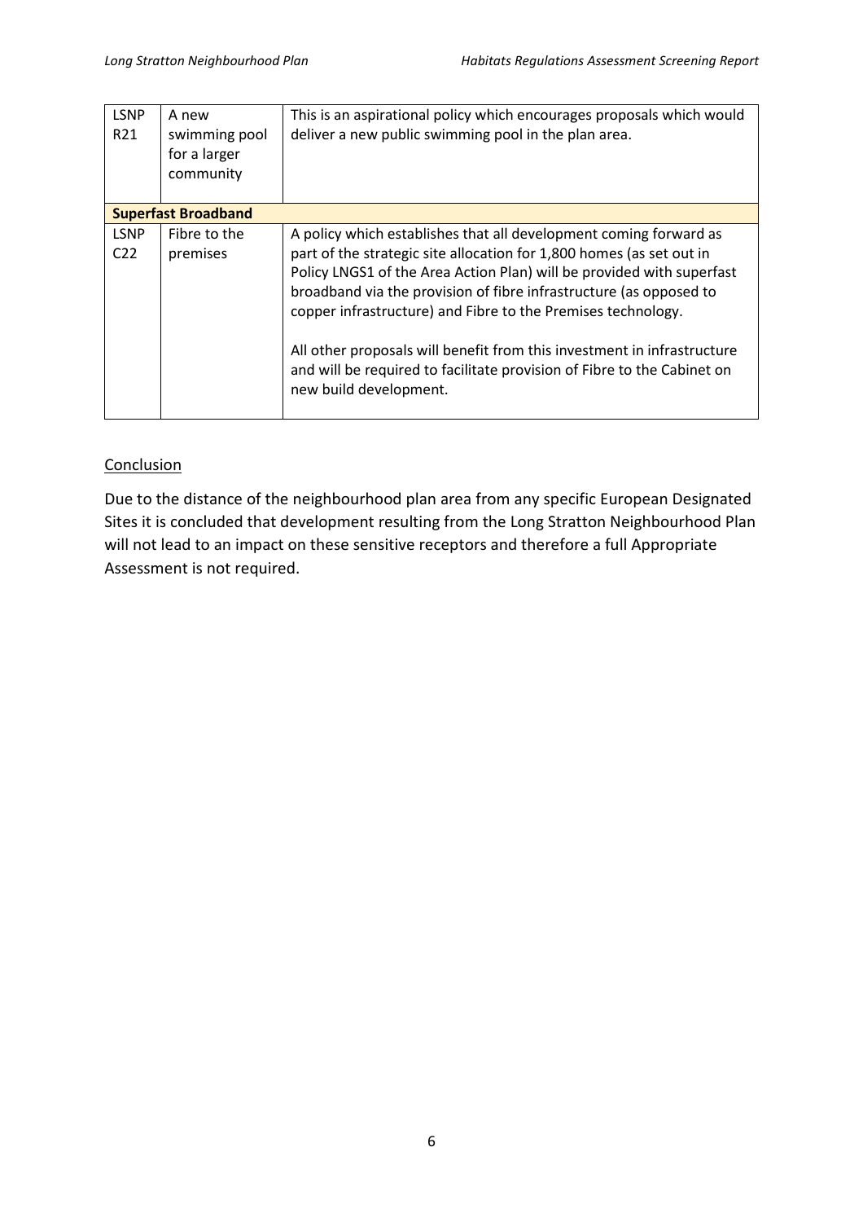| | | |
|---|---|---|
| LSNP R21 | A new swimming pool for a larger community | This is an aspirational policy which encourages proposals which would deliver a new public swimming pool in the plan area. |
| **Superfast Broadband** | | |
| LSNP C22 | Fibre to the premises | A policy which establishes that all development coming forward as part of the strategic site allocation for 1,800 homes (as set out in Policy LNGS1 of the Area Action Plan) will be provided with superfast broadband via the provision of fibre infrastructure (as opposed to copper infrastructure) and Fibre to the Premises technology.<br><br>All other proposals will benefit from this investment in infrastructure and will be required to facilitate provision of Fibre to the Cabinet on new build development. |

Conclusion

Due to the distance of the neighbourhood plan area from any specific European Designated Sites it is concluded that development resulting from the Long Stratton Neighbourhood Plan will not lead to an impact on these sensitive receptors and therefore a full Appropriate Assessment is not required.